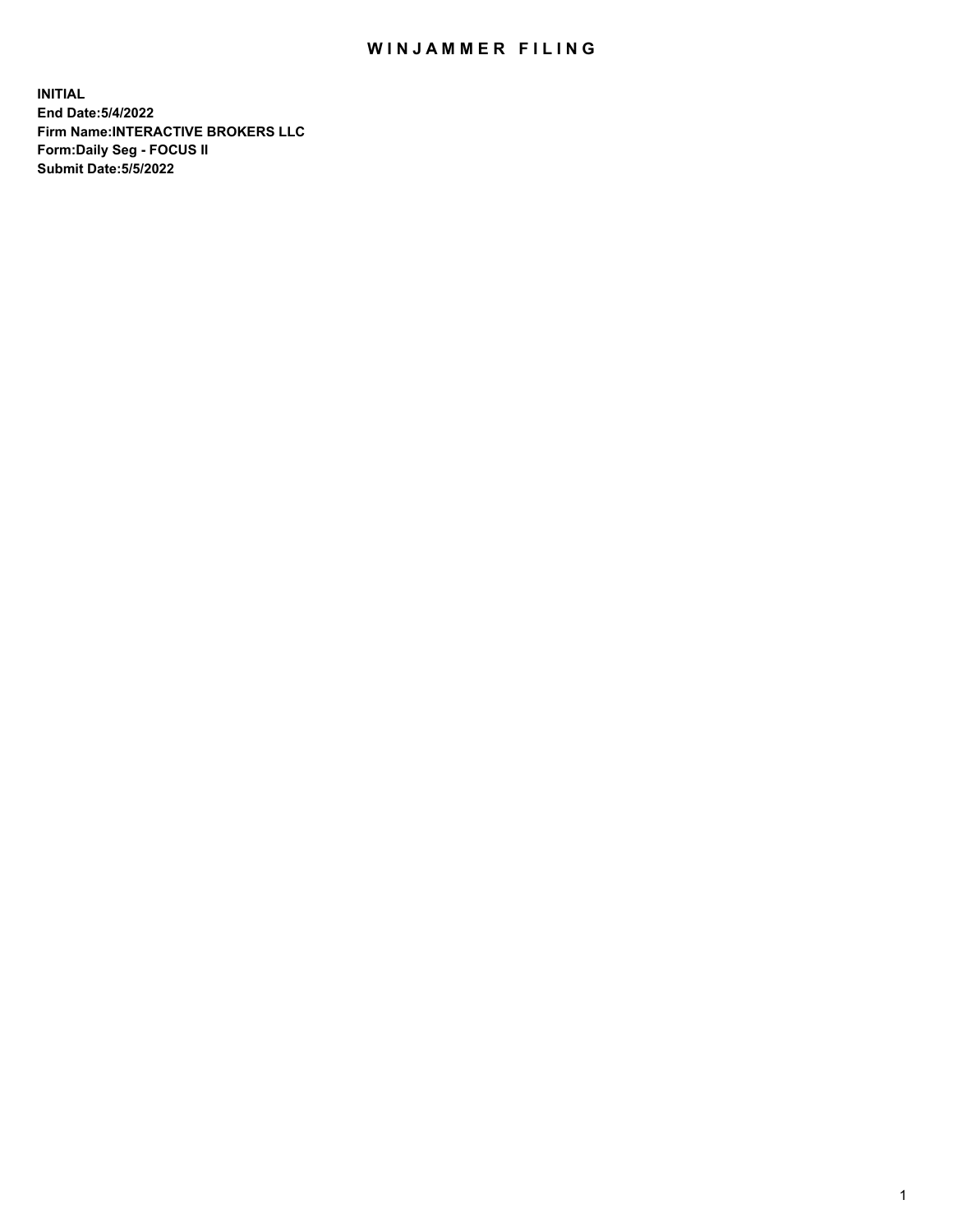# WINJAMMER FILING

**INITIAL**
**End Date:5/4/2022**
**Firm Name:INTERACTIVE BROKERS LLC**
**Form:Daily Seg - FOCUS II**
**Submit Date:5/5/2022**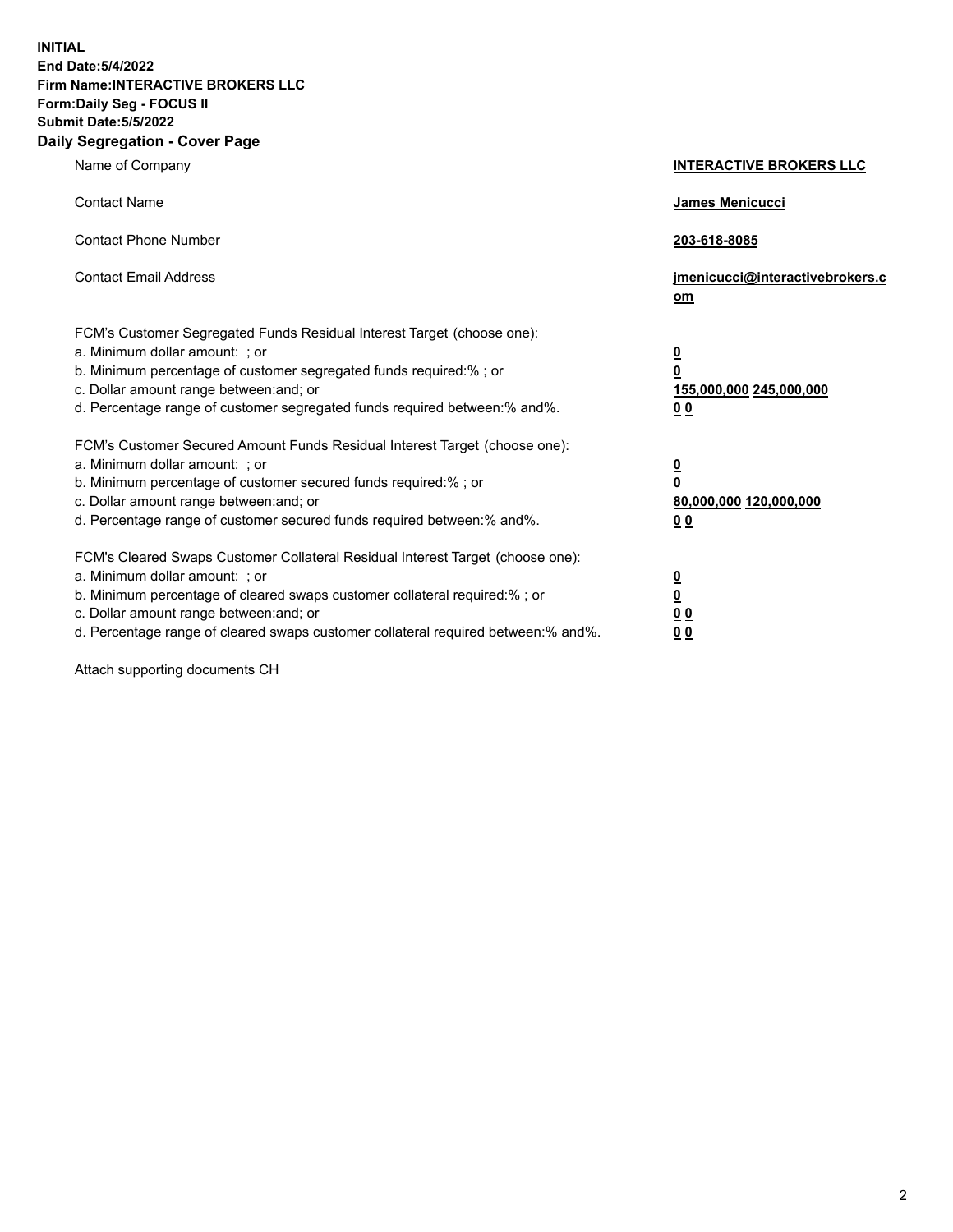**INITIAL**
**End Date:5/4/2022**
**Firm Name:INTERACTIVE BROKERS LLC**
**Form:Daily Seg - FOCUS II**
**Submit Date:5/5/2022**

## Daily Segregation - Cover Page

| | |
|---|---|
| Name of Company | **INTERACTIVE BROKERS LLC** |
| Contact Name | **James Menicucci** |
| Contact Phone Number | **203-618-8085** |
| Contact Email Address | **jmenicucci@interactivebrokers.com** |

FCM's Customer Segregated Funds Residual Interest Target (choose one):

| | |
|---|---|
| a. Minimum dollar amount: ; or | **0** |
| b. Minimum percentage of customer segregated funds required:% ; or | **0** |
| c. Dollar amount range between:and; or | **155,000,000 245,000,000** |
| d. Percentage range of customer segregated funds required between:% and%. | **0 0** |

FCM's Customer Secured Amount Funds Residual Interest Target (choose one):

| | |
|---|---|
| a. Minimum dollar amount: ; or | **0** |
| b. Minimum percentage of customer secured funds required:% ; or | **0** |
| c. Dollar amount range between:and; or | **80,000,000 120,000,000** |
| d. Percentage range of customer secured funds required between:% and%. | **0 0** |

FCM's Cleared Swaps Customer Collateral Residual Interest Target (choose one):

| | |
|---|---|
| a. Minimum dollar amount: ; or | **0** |
| b. Minimum percentage of cleared swaps customer collateral required:% ; or | **0** |
| c. Dollar amount range between:and; or | **0 0** |
| d. Percentage range of cleared swaps customer collateral required between:% and%. | **0 0** |

Attach supporting documents CH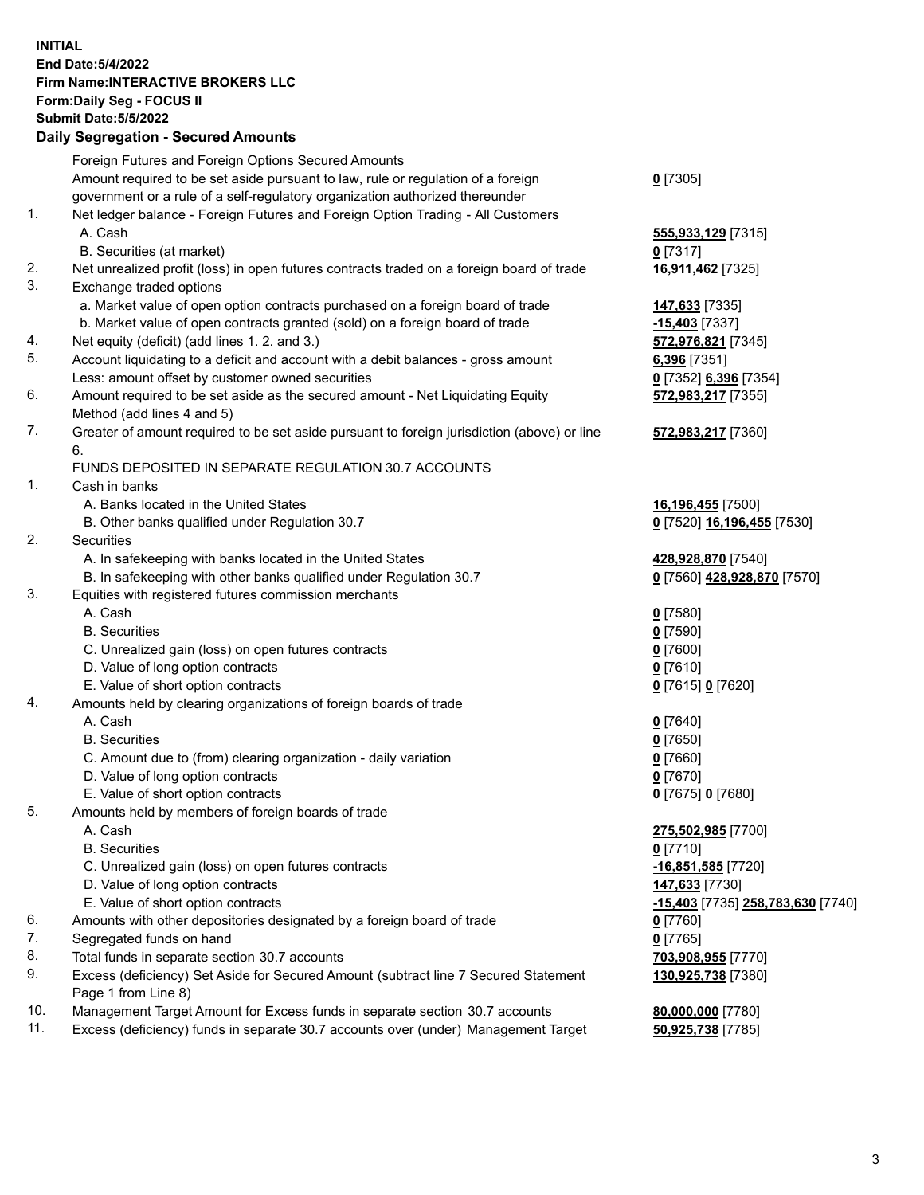**INITIAL**
**End Date:5/4/2022**
**Firm Name:INTERACTIVE BROKERS LLC**
**Form:Daily Seg - FOCUS II**
**Submit Date:5/5/2022**

## Daily Segregation - Secured Amounts

| | | |
|---|---|---|
| | Foreign Futures and Foreign Options Secured Amounts | |
| | Amount required to be set aside pursuant to law, rule or regulation of a foreign government or a rule of a self-regulatory organization authorized thereunder | **0** [7305] |
| 1. | Net ledger balance - Foreign Futures and Foreign Option Trading - All Customers | |
| | A. Cash | **555,933,129** [7315] |
| | B. Securities (at market) | **0** [7317] |
| 2. | Net unrealized profit (loss) in open futures contracts traded on a foreign board of trade | **16,911,462** [7325] |
| 3. | Exchange traded options | |
| | a. Market value of open option contracts purchased on a foreign board of trade | **147,633** [7335] |
| | b. Market value of open contracts granted (sold) on a foreign board of trade | **-15,403** [7337] |
| 4. | Net equity (deficit) (add lines 1. 2. and 3.) | **572,976,821** [7345] |
| 5. | Account liquidating to a deficit and account with a debit balances - gross amount | **6,396** [7351] |
| | Less: amount offset by customer owned securities | **0** [7352] **6,396** [7354] |
| 6. | Amount required to be set aside as the secured amount - Net Liquidating Equity Method (add lines 4 and 5) | **572,983,217** [7355] |
| 7. | Greater of amount required to be set aside pursuant to foreign jurisdiction (above) or line 6. | **572,983,217** [7360] |
| | FUNDS DEPOSITED IN SEPARATE REGULATION 30.7 ACCOUNTS | |
| 1. | Cash in banks | |
| | A. Banks located in the United States | **16,196,455** [7500] |
| | B. Other banks qualified under Regulation 30.7 | **0** [7520] **16,196,455** [7530] |
| 2. | Securities | |
| | A. In safekeeping with banks located in the United States | **428,928,870** [7540] |
| | B. In safekeeping with other banks qualified under Regulation 30.7 | **0** [7560] **428,928,870** [7570] |
| 3. | Equities with registered futures commission merchants | |
| | A. Cash | **0** [7580] |
| | B. Securities | **0** [7590] |
| | C. Unrealized gain (loss) on open futures contracts | **0** [7600] |
| | D. Value of long option contracts | **0** [7610] |
| | E. Value of short option contracts | **0** [7615] **0** [7620] |
| 4. | Amounts held by clearing organizations of foreign boards of trade | |
| | A. Cash | **0** [7640] |
| | B. Securities | **0** [7650] |
| | C. Amount due to (from) clearing organization - daily variation | **0** [7660] |
| | D. Value of long option contracts | **0** [7670] |
| | E. Value of short option contracts | **0** [7675] **0** [7680] |
| 5. | Amounts held by members of foreign boards of trade | |
| | A. Cash | **275,502,985** [7700] |
| | B. Securities | **0** [7710] |
| | C. Unrealized gain (loss) on open futures contracts | **-16,851,585** [7720] |
| | D. Value of long option contracts | **147,633** [7730] |
| | E. Value of short option contracts | **-15,403** [7735] **258,783,630** [7740] |
| 6. | Amounts with other depositories designated by a foreign board of trade | **0** [7760] |
| 7. | Segregated funds on hand | **0** [7765] |
| 8. | Total funds in separate section 30.7 accounts | **703,908,955** [7770] |
| 9. | Excess (deficiency) Set Aside for Secured Amount (subtract line 7 Secured Statement Page 1 from Line 8) | **130,925,738** [7380] |
| 10. | Management Target Amount for Excess funds in separate section 30.7 accounts | **80,000,000** [7780] |
| 11. | Excess (deficiency) funds in separate 30.7 accounts over (under) Management Target | **50,925,738** [7785] |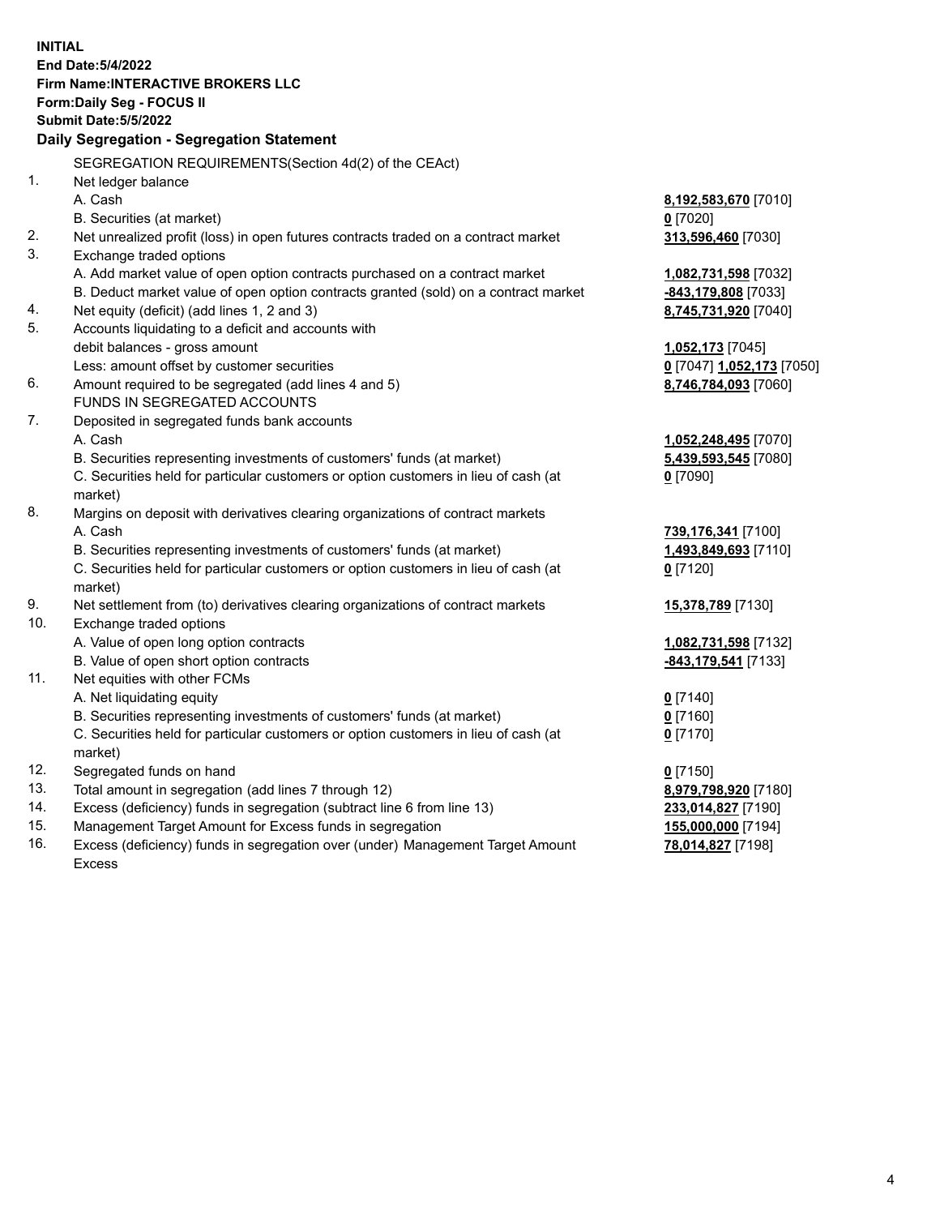**INITIAL**
**End Date:5/4/2022**
**Firm Name:INTERACTIVE BROKERS LLC**
**Form:Daily Seg - FOCUS II**
**Submit Date:5/5/2022**

### Daily Segregation - Segregation Statement

SEGREGATION REQUIREMENTS(Section 4d(2) of the CEAct)

| | | |
|---|---|---|
| 1. | Net ledger balance | |
| | A. Cash | **8,192,583,670** [7010] |
| | B. Securities (at market) | **0** [7020] |
| 2. | Net unrealized profit (loss) in open futures contracts traded on a contract market | **313,596,460** [7030] |
| 3. | Exchange traded options | |
| | A. Add market value of open option contracts purchased on a contract market | **1,082,731,598** [7032] |
| | B. Deduct market value of open option contracts granted (sold) on a contract market | **-843,179,808** [7033] |
| 4. | Net equity (deficit) (add lines 1, 2 and 3) | **8,745,731,920** [7040] |
| 5. | Accounts liquidating to a deficit and accounts with debit balances - gross amount | **1,052,173** [7045] |
| | Less: amount offset by customer securities | **0** [7047] **1,052,173** [7050] |
| 6. | Amount required to be segregated (add lines 4 and 5) | **8,746,784,093** [7060] |
| | FUNDS IN SEGREGATED ACCOUNTS | |
| 7. | Deposited in segregated funds bank accounts | |
| | A. Cash | **1,052,248,495** [7070] |
| | B. Securities representing investments of customers' funds (at market) | **5,439,593,545** [7080] |
| | C. Securities held for particular customers or option customers in lieu of cash (at market) | **0** [7090] |
| 8. | Margins on deposit with derivatives clearing organizations of contract markets | |
| | A. Cash | **739,176,341** [7100] |
| | B. Securities representing investments of customers' funds (at market) | **1,493,849,693** [7110] |
| | C. Securities held for particular customers or option customers in lieu of cash (at market) | **0** [7120] |
| 9. | Net settlement from (to) derivatives clearing organizations of contract markets | **15,378,789** [7130] |
| 10. | Exchange traded options | |
| | A. Value of open long option contracts | **1,082,731,598** [7132] |
| | B. Value of open short option contracts | **-843,179,541** [7133] |
| 11. | Net equities with other FCMs | |
| | A. Net liquidating equity | **0** [7140] |
| | B. Securities representing investments of customers' funds (at market) | **0** [7160] |
| | C. Securities held for particular customers or option customers in lieu of cash (at market) | **0** [7170] |
| 12. | Segregated funds on hand | **0** [7150] |
| 13. | Total amount in segregation (add lines 7 through 12) | **8,979,798,920** [7180] |
| 14. | Excess (deficiency) funds in segregation (subtract line 6 from line 13) | **233,014,827** [7190] |
| 15. | Management Target Amount for Excess funds in segregation | **155,000,000** [7194] |
| 16. | Excess (deficiency) funds in segregation over (under) Management Target Amount Excess | **78,014,827** [7198] |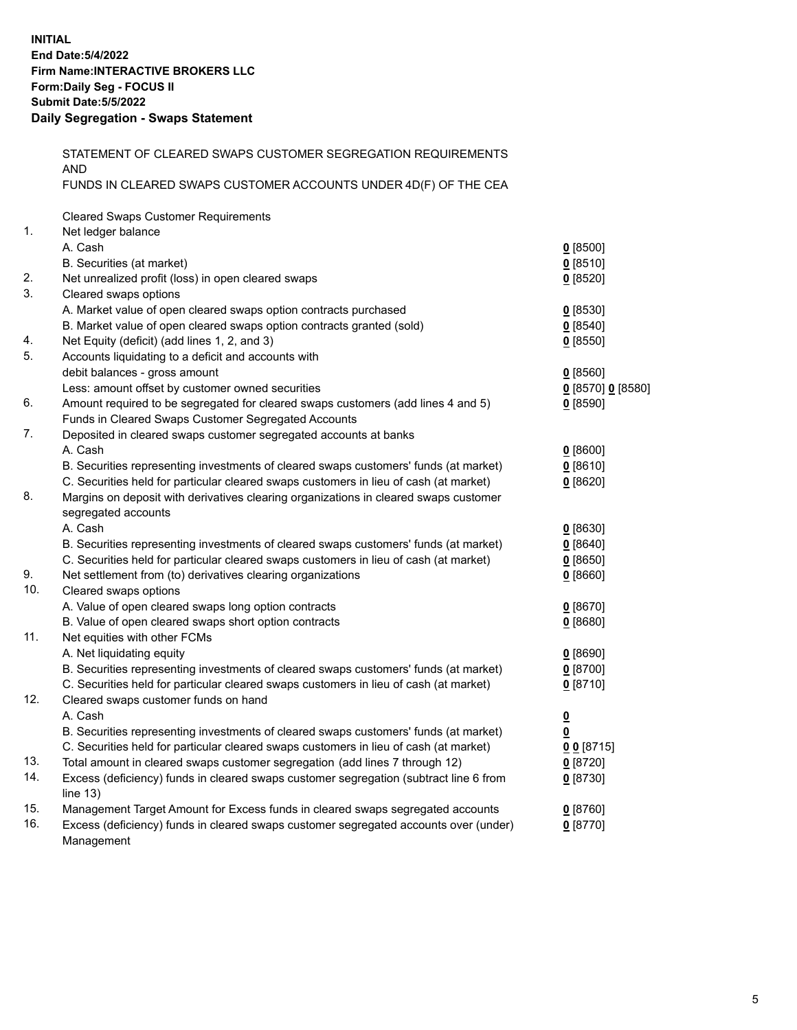**INITIAL**
**End Date:5/4/2022**
**Firm Name:INTERACTIVE BROKERS LLC**
**Form:Daily Seg - FOCUS II**
**Submit Date:5/5/2022**
**Daily Segregation - Swaps Statement**

STATEMENT OF CLEARED SWAPS CUSTOMER SEGREGATION REQUIREMENTS AND FUNDS IN CLEARED SWAPS CUSTOMER ACCOUNTS UNDER 4D(F) OF THE CEA

| | | |
|---|---|---|
| | Cleared Swaps Customer Requirements | |
| 1. | Net ledger balance | |
| | A. Cash | 0 [8500] |
| | B. Securities (at market) | 0 [8510] |
| 2. | Net unrealized profit (loss) in open cleared swaps | 0 [8520] |
| 3. | Cleared swaps options | |
| | A. Market value of open cleared swaps option contracts purchased | 0 [8530] |
| | B. Market value of open cleared swaps option contracts granted (sold) | 0 [8540] |
| 4. | Net Equity (deficit) (add lines 1, 2, and 3) | 0 [8550] |
| 5. | Accounts liquidating to a deficit and accounts with | |
| | debit balances - gross amount | 0 [8560] |
| | Less: amount offset by customer owned securities | 0 [8570] 0 [8580] |
| 6. | Amount required to be segregated for cleared swaps customers (add lines 4 and 5) | 0 [8590] |
| | Funds in Cleared Swaps Customer Segregated Accounts | |
| 7. | Deposited in cleared swaps customer segregated accounts at banks | |
| | A. Cash | 0 [8600] |
| | B. Securities representing investments of cleared swaps customers' funds (at market) | 0 [8610] |
| | C. Securities held for particular cleared swaps customers in lieu of cash (at market) | 0 [8620] |
| 8. | Margins on deposit with derivatives clearing organizations in cleared swaps customer segregated accounts | |
| | A. Cash | 0 [8630] |
| | B. Securities representing investments of cleared swaps customers' funds (at market) | 0 [8640] |
| | C. Securities held for particular cleared swaps customers in lieu of cash (at market) | 0 [8650] |
| 9. | Net settlement from (to) derivatives clearing organizations | 0 [8660] |
| 10. | Cleared swaps options | |
| | A. Value of open cleared swaps long option contracts | 0 [8670] |
| | B. Value of open cleared swaps short option contracts | 0 [8680] |
| 11. | Net equities with other FCMs | |
| | A. Net liquidating equity | 0 [8690] |
| | B. Securities representing investments of cleared swaps customers' funds (at market) | 0 [8700] |
| | C. Securities held for particular cleared swaps customers in lieu of cash (at market) | 0 [8710] |
| 12. | Cleared swaps customer funds on hand | |
| | A. Cash | 0 |
| | B. Securities representing investments of cleared swaps customers' funds (at market) | 0 |
| | C. Securities held for particular cleared swaps customers in lieu of cash (at market) | 0 0 [8715] |
| 13. | Total amount in cleared swaps customer segregation (add lines 7 through 12) | 0 [8720] |
| 14. | Excess (deficiency) funds in cleared swaps customer segregation (subtract line 6 from line 13) | 0 [8730] |
| 15. | Management Target Amount for Excess funds in cleared swaps segregated accounts | 0 [8760] |
| 16. | Excess (deficiency) funds in cleared swaps customer segregated accounts over (under) Management | 0 [8770] |